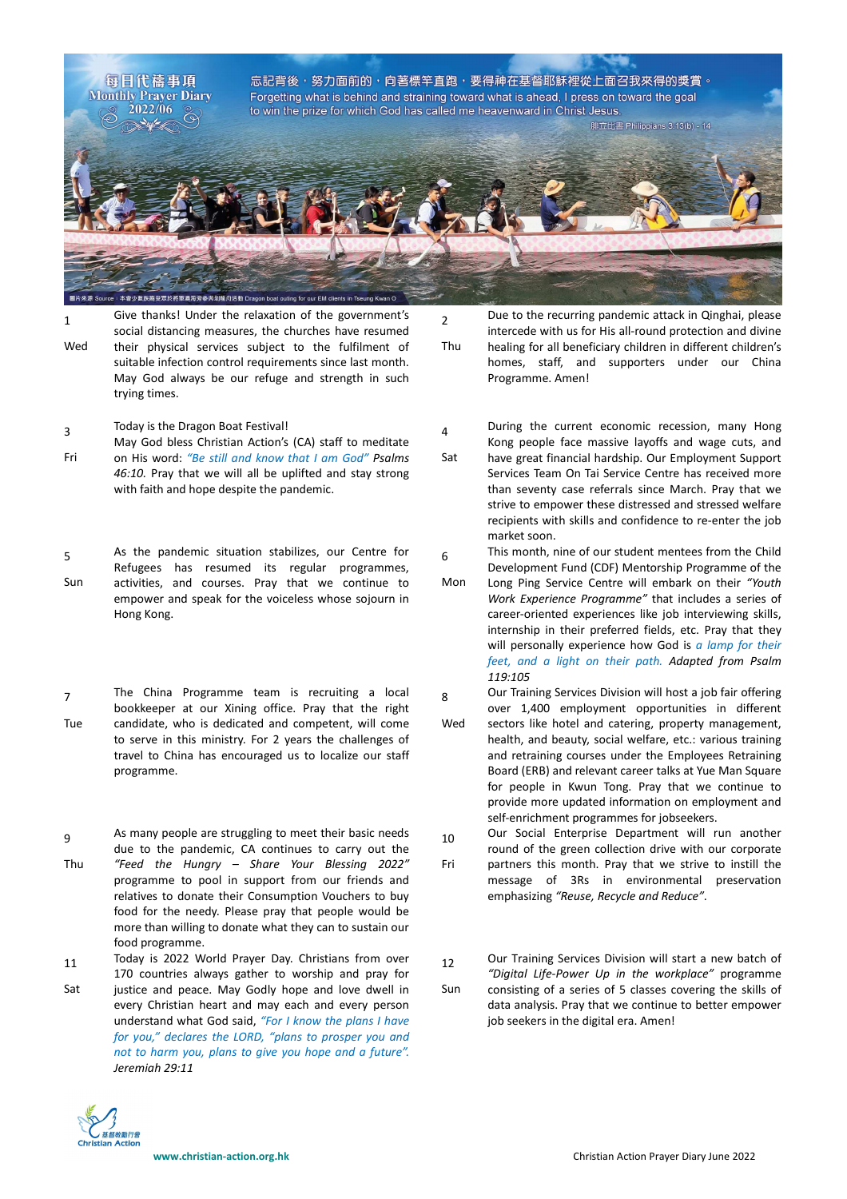# 每日代禱事項 Monthly Prayer Diary 2022/06

忘記背後，努力面前的，向著標竿直跑，要得神在基督耶穌裡從上面召我來得的獎賞。
Forgetting what is behind and straining toward what is ahead, I press on toward the goal to win the prize for which God has called me heavenward in Christ Jesus.
腓立比書 Philippians 3:13(b) - 14

圖片來源 Source：本會少數族裔受眾於將軍澳海旁參與划龍舟活動 Dragon boat outing for our EM clients in Tseung Kwan O

**1 Wed**
Give thanks! Under the relaxation of the government's social distancing measures, the churches have resumed their physical services subject to the fulfilment of suitable infection control requirements since last month. May God always be our refuge and strength in such trying times.

**2 Thu**
Due to the recurring pandemic attack in Qinghai, please intercede with us for His all-round protection and divine healing for all beneficiary children in different children's homes, staff, and supporters under our China Programme. Amen!

**3 Fri**
Today is the Dragon Boat Festival!
May God bless Christian Action's (CA) staff to meditate on His word: *"Be still and know that I am God" Psalms 46:10.* Pray that we will all be uplifted and stay strong with faith and hope despite the pandemic.

**4 Sat**
During the current economic recession, many Hong Kong people face massive layoffs and wage cuts, and have great financial hardship. Our Employment Support Services Team On Tai Service Centre has received more than seventy case referrals since March. Pray that we strive to empower these distressed and stressed welfare recipients with skills and confidence to re-enter the job market soon.

**5 Sun**
As the pandemic situation stabilizes, our Centre for Refugees has resumed its regular programmes, activities, and courses. Pray that we continue to empower and speak for the voiceless whose sojourn in Hong Kong.

**6 Mon**
This month, nine of our student mentees from the Child Development Fund (CDF) Mentorship Programme of the Long Ping Service Centre will embark on their *"Youth Work Experience Programme"* that includes a series of career-oriented experiences like job interviewing skills, internship in their preferred fields, etc. Pray that they will personally experience how God is *a lamp for their feet, and a light on their path. Adapted from Psalm 119:105*

**7 Tue**
The China Programme team is recruiting a local bookkeeper at our Xining office. Pray that the right candidate, who is dedicated and competent, will come to serve in this ministry. For 2 years the challenges of travel to China has encouraged us to localize our staff programme.

**8 Wed**
Our Training Services Division will host a job fair offering over 1,400 employment opportunities in different sectors like hotel and catering, property management, health, and beauty, social welfare, etc.: various training and retraining courses under the Employees Retraining Board (ERB) and relevant career talks at Yue Man Square for people in Kwun Tong. Pray that we continue to provide more updated information on employment and self-enrichment programmes for jobseekers.

**9 Thu**
As many people are struggling to meet their basic needs due to the pandemic, CA continues to carry out the *"Feed the Hungry – Share Your Blessing 2022"* programme to pool in support from our friends and relatives to donate their Consumption Vouchers to buy food for the needy. Please pray that people would be more than willing to donate what they can to sustain our food programme.

**10 Fri**
Our Social Enterprise Department will run another round of the green collection drive with our corporate partners this month. Pray that we strive to instill the message of 3Rs in environmental preservation emphasizing *"Reuse, Recycle and Reduce"*.

**11 Sat**
Today is 2022 World Prayer Day. Christians from over 170 countries always gather to worship and pray for justice and peace. May Godly hope and love dwell in every Christian heart and may each and every person understand what God said, *"For I know the plans I have for you," declares the LORD, "plans to prosper you and not to harm you, plans to give you hope and a future". Jeremiah 29:11*

**12 Sun**
Our Training Services Division will start a new batch of *"Digital Life-Power Up in the workplace"* programme consisting of a series of 5 classes covering the skills of data analysis. Pray that we continue to better empower job seekers in the digital era. Amen!

基督教勵行會 Christian Action

www.christian-action.org.hk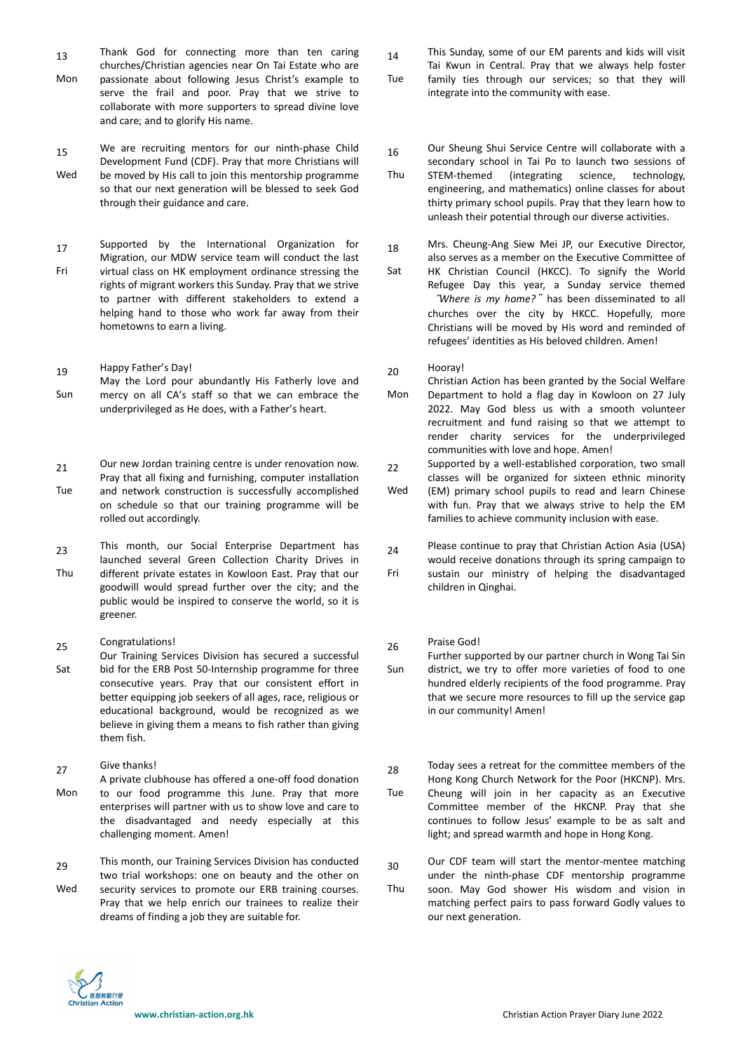13 Mon

Thank God for connecting more than ten caring churches/Christian agencies near On Tai Estate who are passionate about following Jesus Christ's example to serve the frail and poor. Pray that we strive to collaborate with more supporters to spread divine love and care; and to glorify His name.

14 Tue

This Sunday, some of our EM parents and kids will visit Tai Kwun in Central. Pray that we always help foster family ties through our services; so that they will integrate into the community with ease.

15 Wed

We are recruiting mentors for our ninth-phase Child Development Fund (CDF). Pray that more Christians will be moved by His call to join this mentorship programme so that our next generation will be blessed to seek God through their guidance and care.

16 Thu

Our Sheung Shui Service Centre will collaborate with a secondary school in Tai Po to launch two sessions of STEM-themed (integrating science, technology, engineering, and mathematics) online classes for about thirty primary school pupils. Pray that they learn how to unleash their potential through our diverse activities.

17 Fri

Supported by the International Organization for Migration, our MDW service team will conduct the last virtual class on HK employment ordinance stressing the rights of migrant workers this Sunday. Pray that we strive to partner with different stakeholders to extend a helping hand to those who work far away from their hometowns to earn a living.

18 Sat

Mrs. Cheung-Ang Siew Mei JP, our Executive Director, also serves as a member on the Executive Committee of HK Christian Council (HKCC). To signify the World Refugee Day this year, a Sunday service themed *"Where is my home?"* has been disseminated to all churches over the city by HKCC. Hopefully, more Christians will be moved by His word and reminded of refugees' identities as His beloved children. Amen!

19 Sun

Happy Father's Day!
May the Lord pour abundantly His Fatherly love and mercy on all CA's staff so that we can embrace the underprivileged as He does, with a Father's heart.

20 Mon

Hooray!
Christian Action has been granted by the Social Welfare Department to hold a flag day in Kowloon on 27 July 2022. May God bless us with a smooth volunteer recruitment and fund raising so that we attempt to render charity services for the underprivileged communities with love and hope. Amen!

21 Tue

Our new Jordan training centre is under renovation now. Pray that all fixing and furnishing, computer installation and network construction is successfully accomplished on schedule so that our training programme will be rolled out accordingly.

22 Wed

Supported by a well-established corporation, two small classes will be organized for sixteen ethnic minority (EM) primary school pupils to read and learn Chinese with fun. Pray that we always strive to help the EM families to achieve community inclusion with ease.

23 Thu

This month, our Social Enterprise Department has launched several Green Collection Charity Drives in different private estates in Kowloon East. Pray that our goodwill would spread further over the city; and the public would be inspired to conserve the world, so it is greener.

24 Fri

Please continue to pray that Christian Action Asia (USA) would receive donations through its spring campaign to sustain our ministry of helping the disadvantaged children in Qinghai.

25 Sat

Congratulations!
Our Training Services Division has secured a successful bid for the ERB Post 50-Internship programme for three consecutive years. Pray that our consistent effort in better equipping job seekers of all ages, race, religious or educational background, would be recognized as we believe in giving them a means to fish rather than giving them fish.

26 Sun

Praise God!
Further supported by our partner church in Wong Tai Sin district, we try to offer more varieties of food to one hundred elderly recipients of the food programme. Pray that we secure more resources to fill up the service gap in our community! Amen!

27 Mon

Give thanks!
A private clubhouse has offered a one-off food donation to our food programme this June. Pray that more enterprises will partner with us to show love and care to the disadvantaged and needy especially at this challenging moment. Amen!

28 Tue

Today sees a retreat for the committee members of the Hong Kong Church Network for the Poor (HKCNP). Mrs. Cheung will join in her capacity as an Executive Committee member of the HKCNP. Pray that she continues to follow Jesus' example to be as salt and light; and spread warmth and hope in Hong Kong.

29 Wed

This month, our Training Services Division has conducted two trial workshops: one on beauty and the other on security services to promote our ERB training courses. Pray that we help enrich our trainees to realize their dreams of finding a job they are suitable for.

30 Thu

Our CDF team will start the mentor-mentee matching under the ninth-phase CDF mentorship programme soon. May God shower His wisdom and vision in matching perfect pairs to pass forward Godly values to our next generation.